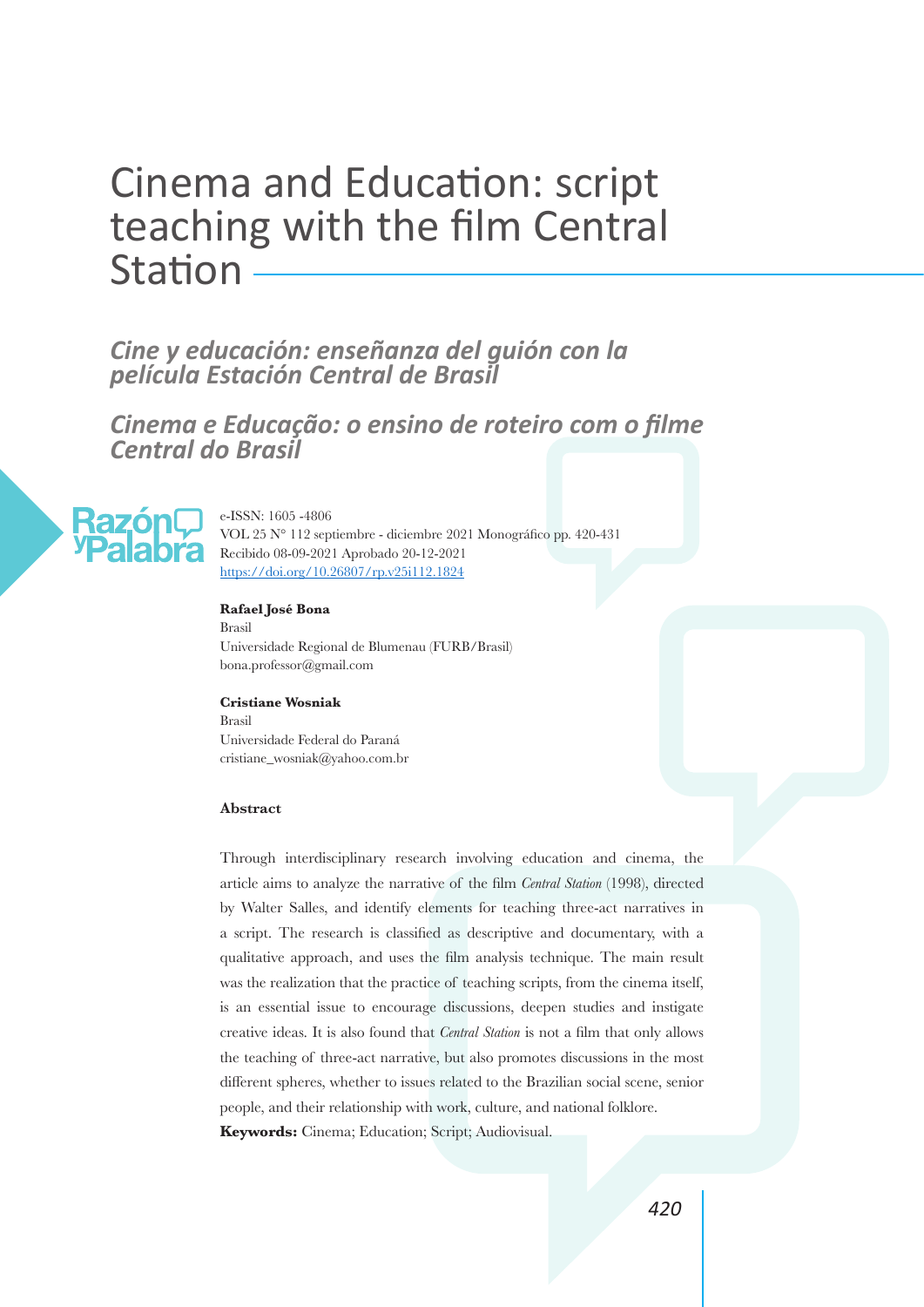# Cinema and Education: script teaching with the film Central Station

## *Cine y educación: enseñanza del guión con la película Estación Central de Brasil*

## *Cinema e Educação: o ensino de roteiro com o filme Central do Brasil*

e-ISSN: 1605 -4806
VOL 25 N° 112 septiembre - diciembre 2021 Monográfico pp. 420-431
Recibido 08-09-2021 Aprobado 20-12-2021
https://doi.org/10.26807/rp.v25i112.1824

**Rafael José Bona**
Brasil
Universidade Regional de Blumenau (FURB/Brasil)
bona.professor@gmail.com

**Cristiane Wosniak**
Brasil
Universidade Federal do Paraná
cristiane_wosniak@yahoo.com.br

**Abstract**

Through interdisciplinary research involving education and cinema, the article aims to analyze the narrative of the film *Central Station* (1998), directed by Walter Salles, and identify elements for teaching three-act narratives in a script. The research is classified as descriptive and documentary, with a qualitative approach, and uses the film analysis technique. The main result was the realization that the practice of teaching scripts, from the cinema itself, is an essential issue to encourage discussions, deepen studies and instigate creative ideas. It is also found that *Central Station* is not a film that only allows the teaching of three-act narrative, but also promotes discussions in the most different spheres, whether to issues related to the Brazilian social scene, senior people, and their relationship with work, culture, and national folklore.

**Keywords:** Cinema; Education; Script; Audiovisual.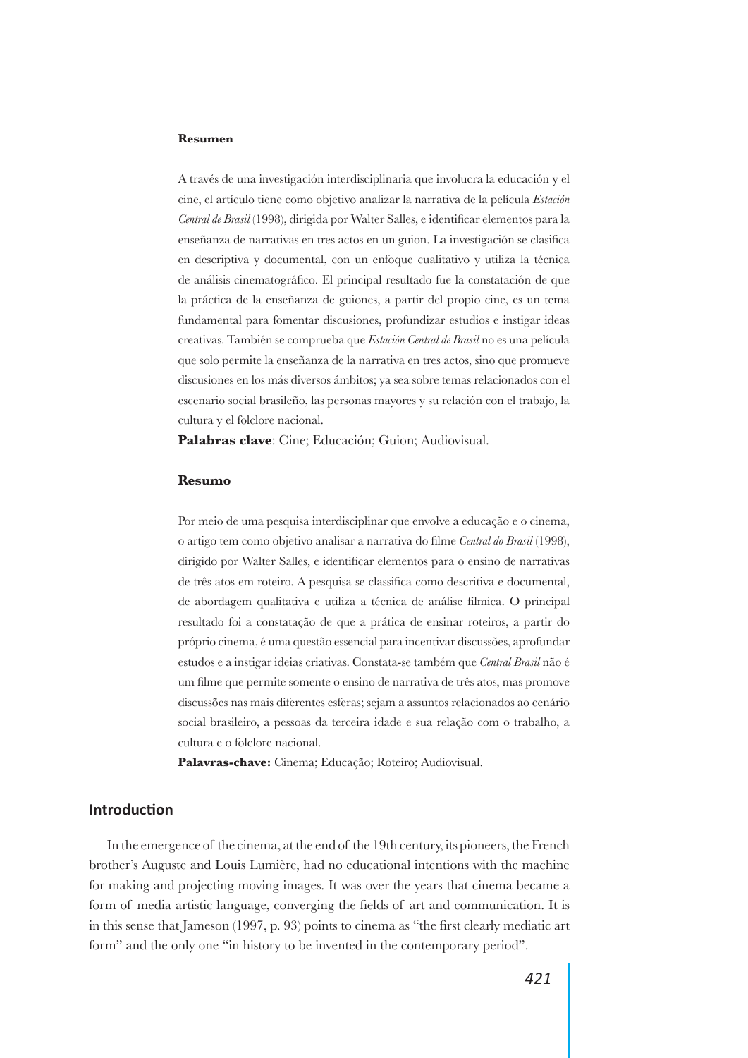**Resumen**

A través de una investigación interdisciplinaria que involucra la educación y el cine, el artículo tiene como objetivo analizar la narrativa de la película *Estación Central de Brasil* (1998), dirigida por Walter Salles, e identificar elementos para la enseñanza de narrativas en tres actos en un guion. La investigación se clasifica en descriptiva y documental, con un enfoque cualitativo y utiliza la técnica de análisis cinematográfico. El principal resultado fue la constatación de que la práctica de la enseñanza de guiones, a partir del propio cine, es un tema fundamental para fomentar discusiones, profundizar estudios e instigar ideas creativas. También se comprueba que *Estación Central de Brasil* no es una película que solo permite la enseñanza de la narrativa en tres actos, sino que promueve discusiones en los más diversos ámbitos; ya sea sobre temas relacionados con el escenario social brasileño, las personas mayores y su relación con el trabajo, la cultura y el folclore nacional.

**Palabras clave**: Cine; Educación; Guion; Audiovisual.

**Resumo**

Por meio de uma pesquisa interdisciplinar que envolve a educação e o cinema, o artigo tem como objetivo analisar a narrativa do filme *Central do Brasil* (1998), dirigido por Walter Salles, e identificar elementos para o ensino de narrativas de três atos em roteiro. A pesquisa se classifica como descritiva e documental, de abordagem qualitativa e utiliza a técnica de análise fílmica. O principal resultado foi a constatação de que a prática de ensinar roteiros, a partir do próprio cinema, é uma questão essencial para incentivar discussões, aprofundar estudos e a instigar ideias criativas. Constata-se também que *Central Brasil* não é um filme que permite somente o ensino de narrativa de três atos, mas promove discussões nas mais diferentes esferas; sejam a assuntos relacionados ao cenário social brasileiro, a pessoas da terceira idade e sua relação com o trabalho, a cultura e o folclore nacional.

**Palavras-chave:** Cinema; Educação; Roteiro; Audiovisual.

## Introduction

In the emergence of the cinema, at the end of the 19th century, its pioneers, the French brother's Auguste and Louis Lumière, had no educational intentions with the machine for making and projecting moving images. It was over the years that cinema became a form of media artistic language, converging the fields of art and communication. It is in this sense that Jameson (1997, p. 93) points to cinema as "the first clearly mediatic art form" and the only one "in history to be invented in the contemporary period".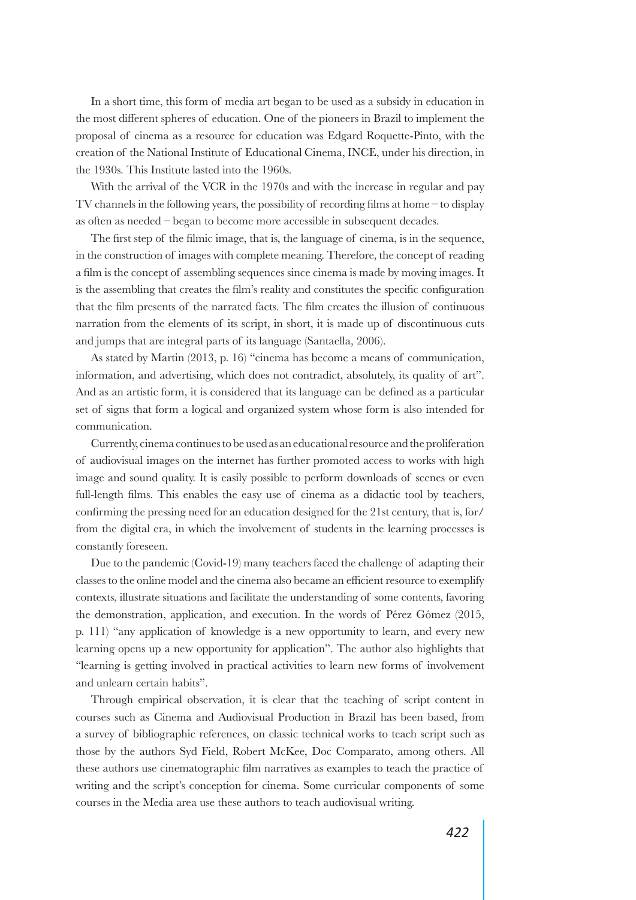In a short time, this form of media art began to be used as a subsidy in education in the most different spheres of education. One of the pioneers in Brazil to implement the proposal of cinema as a resource for education was Edgard Roquette-Pinto, with the creation of the National Institute of Educational Cinema, INCE, under his direction, in the 1930s. This Institute lasted into the 1960s.

With the arrival of the VCR in the 1970s and with the increase in regular and pay TV channels in the following years, the possibility of recording films at home – to display as often as needed – began to become more accessible in subsequent decades.

The first step of the filmic image, that is, the language of cinema, is in the sequence, in the construction of images with complete meaning. Therefore, the concept of reading a film is the concept of assembling sequences since cinema is made by moving images. It is the assembling that creates the film's reality and constitutes the specific configuration that the film presents of the narrated facts. The film creates the illusion of continuous narration from the elements of its script, in short, it is made up of discontinuous cuts and jumps that are integral parts of its language (Santaella, 2006).

As stated by Martin (2013, p. 16) "cinema has become a means of communication, information, and advertising, which does not contradict, absolutely, its quality of art". And as an artistic form, it is considered that its language can be defined as a particular set of signs that form a logical and organized system whose form is also intended for communication.

Currently, cinema continues to be used as an educational resource and the proliferation of audiovisual images on the internet has further promoted access to works with high image and sound quality. It is easily possible to perform downloads of scenes or even full-length films. This enables the easy use of cinema as a didactic tool by teachers, confirming the pressing need for an education designed for the 21st century, that is, for/from the digital era, in which the involvement of students in the learning processes is constantly foreseen.

Due to the pandemic (Covid-19) many teachers faced the challenge of adapting their classes to the online model and the cinema also became an efficient resource to exemplify contexts, illustrate situations and facilitate the understanding of some contents, favoring the demonstration, application, and execution. In the words of Pérez Gómez (2015, p. 111) "any application of knowledge is a new opportunity to learn, and every new learning opens up a new opportunity for application". The author also highlights that "learning is getting involved in practical activities to learn new forms of involvement and unlearn certain habits".

Through empirical observation, it is clear that the teaching of script content in courses such as Cinema and Audiovisual Production in Brazil has been based, from a survey of bibliographic references, on classic technical works to teach script such as those by the authors Syd Field, Robert McKee, Doc Comparato, among others. All these authors use cinematographic film narratives as examples to teach the practice of writing and the script's conception for cinema. Some curricular components of some courses in the Media area use these authors to teach audiovisual writing.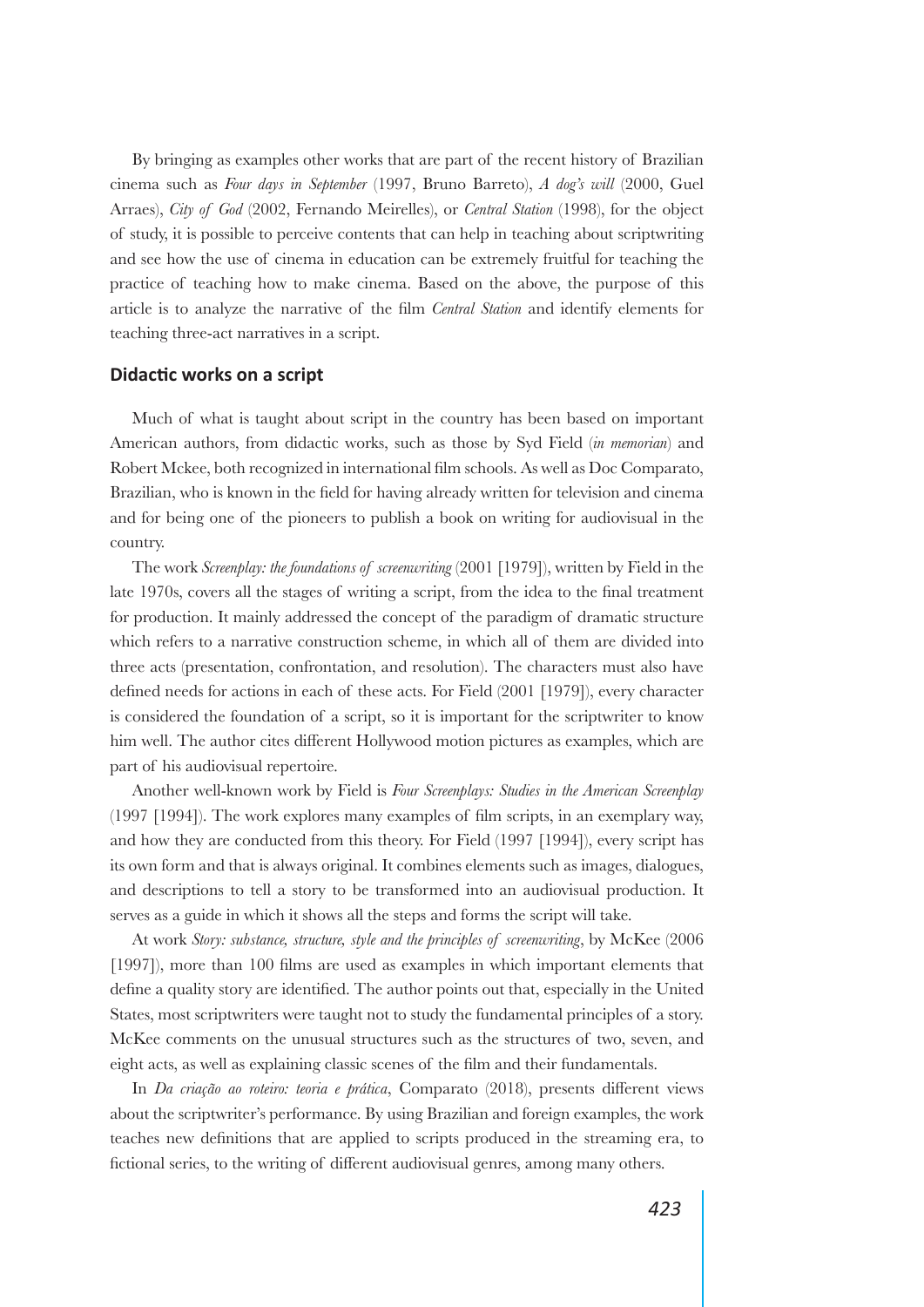By bringing as examples other works that are part of the recent history of Brazilian cinema such as *Four days in September* (1997, Bruno Barreto), *A dog's will* (2000, Guel Arraes), *City of God* (2002, Fernando Meirelles), or *Central Station* (1998), for the object of study, it is possible to perceive contents that can help in teaching about scriptwriting and see how the use of cinema in education can be extremely fruitful for teaching the practice of teaching how to make cinema. Based on the above, the purpose of this article is to analyze the narrative of the film *Central Station* and identify elements for teaching three-act narratives in a script.

## Didactic works on a script

Much of what is taught about script in the country has been based on important American authors, from didactic works, such as those by Syd Field (*in memorian*) and Robert Mckee, both recognized in international film schools. As well as Doc Comparato, Brazilian, who is known in the field for having already written for television and cinema and for being one of the pioneers to publish a book on writing for audiovisual in the country.

The work *Screenplay: the foundations of screenwriting* (2001 [1979]), written by Field in the late 1970s, covers all the stages of writing a script, from the idea to the final treatment for production. It mainly addressed the concept of the paradigm of dramatic structure which refers to a narrative construction scheme, in which all of them are divided into three acts (presentation, confrontation, and resolution). The characters must also have defined needs for actions in each of these acts. For Field (2001 [1979]), every character is considered the foundation of a script, so it is important for the scriptwriter to know him well. The author cites different Hollywood motion pictures as examples, which are part of his audiovisual repertoire.

Another well-known work by Field is *Four Screenplays: Studies in the American Screenplay* (1997 [1994]). The work explores many examples of film scripts, in an exemplary way, and how they are conducted from this theory. For Field (1997 [1994]), every script has its own form and that is always original. It combines elements such as images, dialogues, and descriptions to tell a story to be transformed into an audiovisual production. It serves as a guide in which it shows all the steps and forms the script will take.

At work *Story: substance, structure, style and the principles of screenwriting*, by McKee (2006 [1997]), more than 100 films are used as examples in which important elements that define a quality story are identified. The author points out that, especially in the United States, most scriptwriters were taught not to study the fundamental principles of a story. McKee comments on the unusual structures such as the structures of two, seven, and eight acts, as well as explaining classic scenes of the film and their fundamentals.

In *Da criação ao roteiro: teoria e prática*, Comparato (2018), presents different views about the scriptwriter's performance. By using Brazilian and foreign examples, the work teaches new definitions that are applied to scripts produced in the streaming era, to fictional series, to the writing of different audiovisual genres, among many others.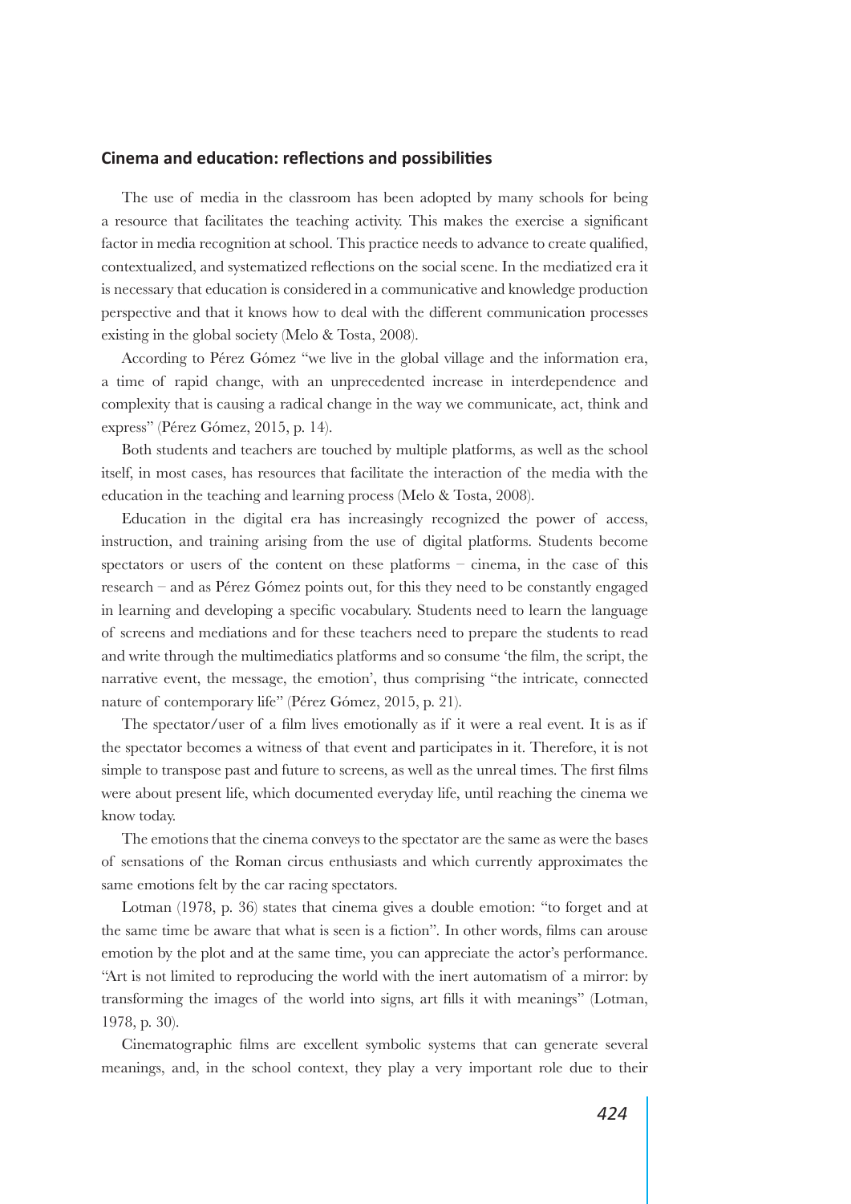## Cinema and education: reflections and possibilities

The use of media in the classroom has been adopted by many schools for being a resource that facilitates the teaching activity. This makes the exercise a significant factor in media recognition at school. This practice needs to advance to create qualified, contextualized, and systematized reflections on the social scene. In the mediatized era it is necessary that education is considered in a communicative and knowledge production perspective and that it knows how to deal with the different communication processes existing in the global society (Melo & Tosta, 2008).

According to Pérez Gómez "we live in the global village and the information era, a time of rapid change, with an unprecedented increase in interdependence and complexity that is causing a radical change in the way we communicate, act, think and express" (Pérez Gómez, 2015, p. 14).

Both students and teachers are touched by multiple platforms, as well as the school itself, in most cases, has resources that facilitate the interaction of the media with the education in the teaching and learning process (Melo & Tosta, 2008).

Education in the digital era has increasingly recognized the power of access, instruction, and training arising from the use of digital platforms. Students become spectators or users of the content on these platforms – cinema, in the case of this research – and as Pérez Gómez points out, for this they need to be constantly engaged in learning and developing a specific vocabulary. Students need to learn the language of screens and mediations and for these teachers need to prepare the students to read and write through the multimediatics platforms and so consume 'the film, the script, the narrative event, the message, the emotion', thus comprising "the intricate, connected nature of contemporary life" (Pérez Gómez, 2015, p. 21).

The spectator/user of a film lives emotionally as if it were a real event. It is as if the spectator becomes a witness of that event and participates in it. Therefore, it is not simple to transpose past and future to screens, as well as the unreal times. The first films were about present life, which documented everyday life, until reaching the cinema we know today.

The emotions that the cinema conveys to the spectator are the same as were the bases of sensations of the Roman circus enthusiasts and which currently approximates the same emotions felt by the car racing spectators.

Lotman (1978, p. 36) states that cinema gives a double emotion: "to forget and at the same time be aware that what is seen is a fiction". In other words, films can arouse emotion by the plot and at the same time, you can appreciate the actor's performance. "Art is not limited to reproducing the world with the inert automatism of a mirror: by transforming the images of the world into signs, art fills it with meanings" (Lotman, 1978, p. 30).

Cinematographic films are excellent symbolic systems that can generate several meanings, and, in the school context, they play a very important role due to their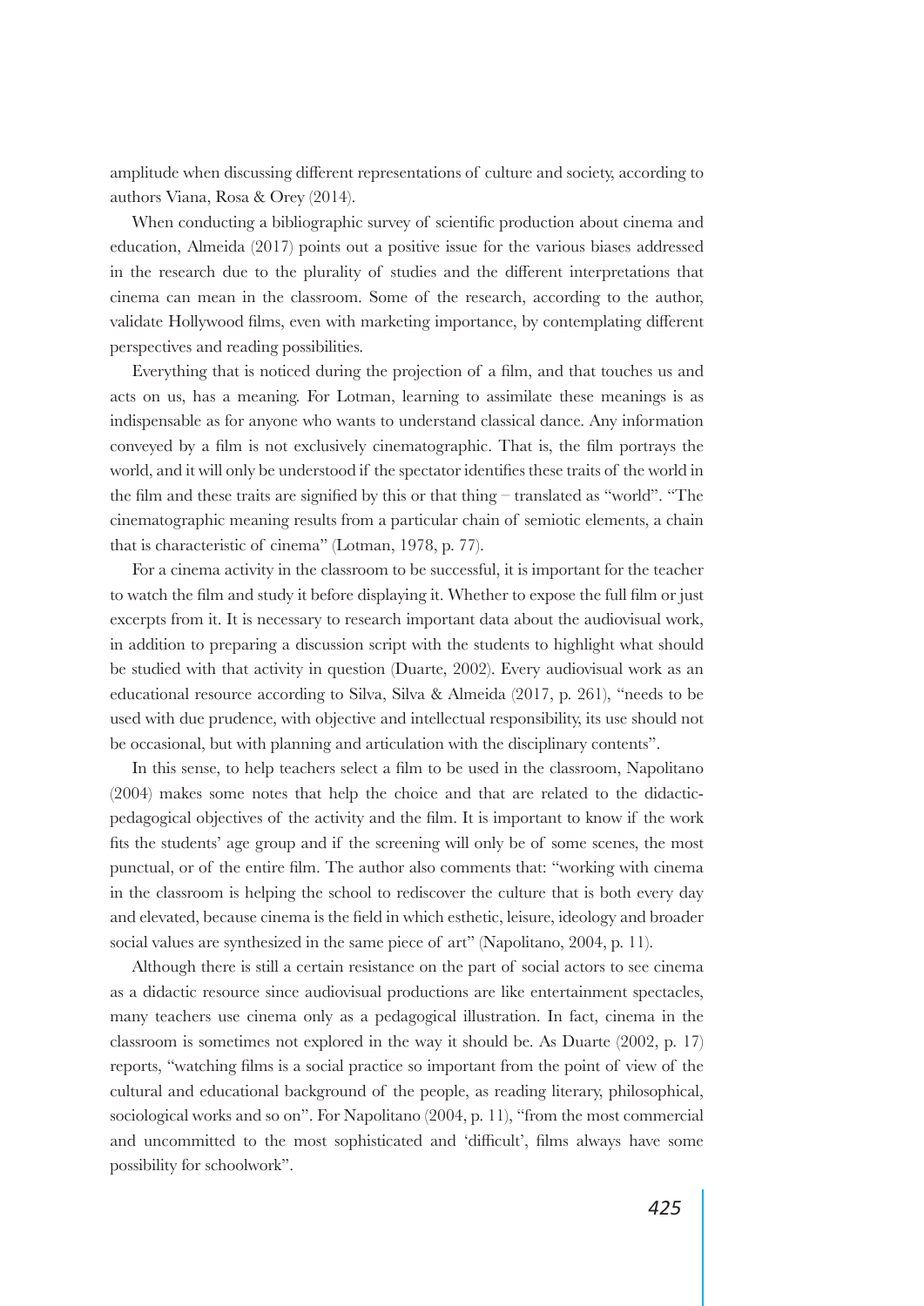amplitude when discussing different representations of culture and society, according to authors Viana, Rosa & Orey (2014).

When conducting a bibliographic survey of scientific production about cinema and education, Almeida (2017) points out a positive issue for the various biases addressed in the research due to the plurality of studies and the different interpretations that cinema can mean in the classroom. Some of the research, according to the author, validate Hollywood films, even with marketing importance, by contemplating different perspectives and reading possibilities.

Everything that is noticed during the projection of a film, and that touches us and acts on us, has a meaning. For Lotman, learning to assimilate these meanings is as indispensable as for anyone who wants to understand classical dance. Any information conveyed by a film is not exclusively cinematographic. That is, the film portrays the world, and it will only be understood if the spectator identifies these traits of the world in the film and these traits are signified by this or that thing – translated as "world". "The cinematographic meaning results from a particular chain of semiotic elements, a chain that is characteristic of cinema" (Lotman, 1978, p. 77).

For a cinema activity in the classroom to be successful, it is important for the teacher to watch the film and study it before displaying it. Whether to expose the full film or just excerpts from it. It is necessary to research important data about the audiovisual work, in addition to preparing a discussion script with the students to highlight what should be studied with that activity in question (Duarte, 2002). Every audiovisual work as an educational resource according to Silva, Silva & Almeida (2017, p. 261), "needs to be used with due prudence, with objective and intellectual responsibility, its use should not be occasional, but with planning and articulation with the disciplinary contents".

In this sense, to help teachers select a film to be used in the classroom, Napolitano (2004) makes some notes that help the choice and that are related to the didactic-pedagogical objectives of the activity and the film. It is important to know if the work fits the students' age group and if the screening will only be of some scenes, the most punctual, or of the entire film. The author also comments that: "working with cinema in the classroom is helping the school to rediscover the culture that is both every day and elevated, because cinema is the field in which esthetic, leisure, ideology and broader social values are synthesized in the same piece of art" (Napolitano, 2004, p. 11).

Although there is still a certain resistance on the part of social actors to see cinema as a didactic resource since audiovisual productions are like entertainment spectacles, many teachers use cinema only as a pedagogical illustration. In fact, cinema in the classroom is sometimes not explored in the way it should be. As Duarte (2002, p. 17) reports, "watching films is a social practice so important from the point of view of the cultural and educational background of the people, as reading literary, philosophical, sociological works and so on". For Napolitano (2004, p. 11), "from the most commercial and uncommitted to the most sophisticated and 'difficult', films always have some possibility for schoolwork".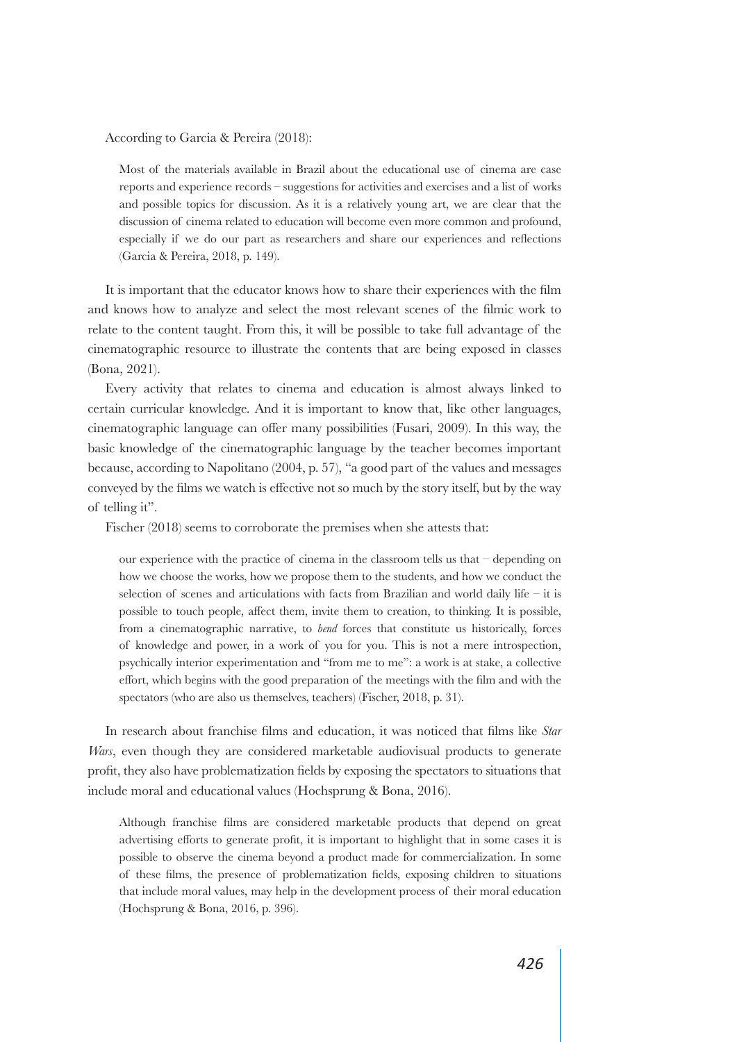According to Garcia & Pereira (2018):

> Most of the materials available in Brazil about the educational use of cinema are case reports and experience records – suggestions for activities and exercises and a list of works and possible topics for discussion. As it is a relatively young art, we are clear that the discussion of cinema related to education will become even more common and profound, especially if we do our part as researchers and share our experiences and reflections (Garcia & Pereira, 2018, p. 149).

It is important that the educator knows how to share their experiences with the film and knows how to analyze and select the most relevant scenes of the filmic work to relate to the content taught. From this, it will be possible to take full advantage of the cinematographic resource to illustrate the contents that are being exposed in classes (Bona, 2021).

Every activity that relates to cinema and education is almost always linked to certain curricular knowledge. And it is important to know that, like other languages, cinematographic language can offer many possibilities (Fusari, 2009). In this way, the basic knowledge of the cinematographic language by the teacher becomes important because, according to Napolitano (2004, p. 57), "a good part of the values and messages conveyed by the films we watch is effective not so much by the story itself, but by the way of telling it".

Fischer (2018) seems to corroborate the premises when she attests that:

> our experience with the practice of cinema in the classroom tells us that – depending on how we choose the works, how we propose them to the students, and how we conduct the selection of scenes and articulations with facts from Brazilian and world daily life – it is possible to touch people, affect them, invite them to creation, to thinking. It is possible, from a cinematographic narrative, to *bend* forces that constitute us historically, forces of knowledge and power, in a work of you for you. This is not a mere introspection, psychically interior experimentation and "from me to me": a work is at stake, a collective effort, which begins with the good preparation of the meetings with the film and with the spectators (who are also us themselves, teachers) (Fischer, 2018, p. 31).

In research about franchise films and education, it was noticed that films like *Star Wars*, even though they are considered marketable audiovisual products to generate profit, they also have problematization fields by exposing the spectators to situations that include moral and educational values (Hochsprung & Bona, 2016).

> Although franchise films are considered marketable products that depend on great advertising efforts to generate profit, it is important to highlight that in some cases it is possible to observe the cinema beyond a product made for commercialization. In some of these films, the presence of problematization fields, exposing children to situations that include moral values, may help in the development process of their moral education (Hochsprung & Bona, 2016, p. 396).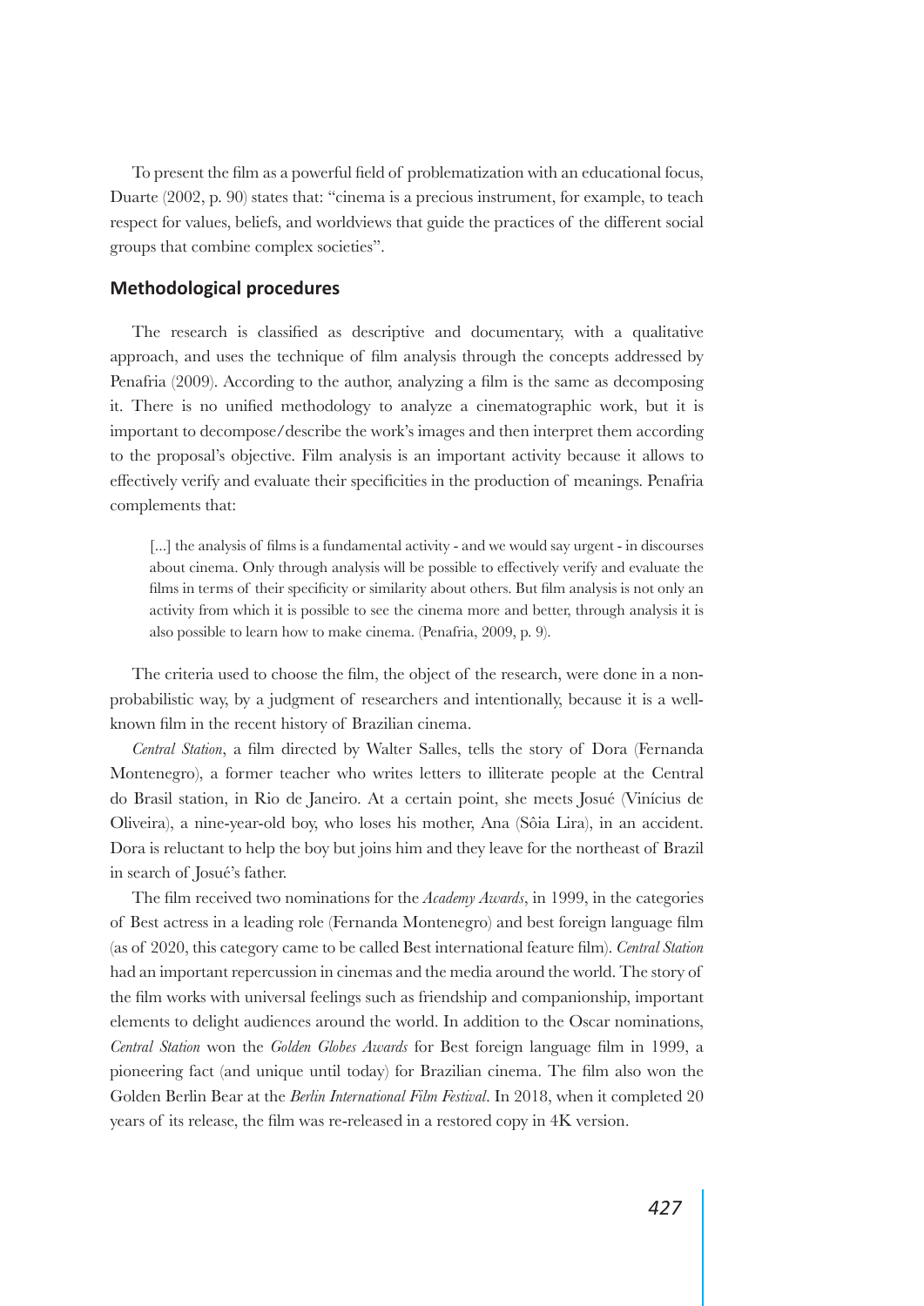To present the film as a powerful field of problematization with an educational focus, Duarte (2002, p. 90) states that: “cinema is a precious instrument, for example, to teach respect for values, beliefs, and worldviews that guide the practices of the different social groups that combine complex societies”.

## Methodological procedures

The research is classified as descriptive and documentary, with a qualitative approach, and uses the technique of film analysis through the concepts addressed by Penafria (2009). According to the author, analyzing a film is the same as decomposing it. There is no unified methodology to analyze a cinematographic work, but it is important to decompose/describe the work’s images and then interpret them according to the proposal’s objective. Film analysis is an important activity because it allows to effectively verify and evaluate their specificities in the production of meanings. Penafria complements that:

> [...] the analysis of films is a fundamental activity - and we would say urgent - in discourses about cinema. Only through analysis will be possible to effectively verify and evaluate the films in terms of their specificity or similarity about others. But film analysis is not only an activity from which it is possible to see the cinema more and better, through analysis it is also possible to learn how to make cinema. (Penafria, 2009, p. 9).

The criteria used to choose the film, the object of the research, were done in a non-probabilistic way, by a judgment of researchers and intentionally, because it is a well-known film in the recent history of Brazilian cinema.

*Central Station*, a film directed by Walter Salles, tells the story of Dora (Fernanda Montenegro), a former teacher who writes letters to illiterate people at the Central do Brasil station, in Rio de Janeiro. At a certain point, she meets Josué (Vinícius de Oliveira), a nine-year-old boy, who loses his mother, Ana (Sôia Lira), in an accident. Dora is reluctant to help the boy but joins him and they leave for the northeast of Brazil in search of Josué’s father.

The film received two nominations for the *Academy Awards*, in 1999, in the categories of Best actress in a leading role (Fernanda Montenegro) and best foreign language film (as of 2020, this category came to be called Best international feature film). *Central Station* had an important repercussion in cinemas and the media around the world. The story of the film works with universal feelings such as friendship and companionship, important elements to delight audiences around the world. In addition to the Oscar nominations, *Central Station* won the *Golden Globes Awards* for Best foreign language film in 1999, a pioneering fact (and unique until today) for Brazilian cinema. The film also won the Golden Berlin Bear at the *Berlin International Film Festival*. In 2018, when it completed 20 years of its release, the film was re-released in a restored copy in 4K version.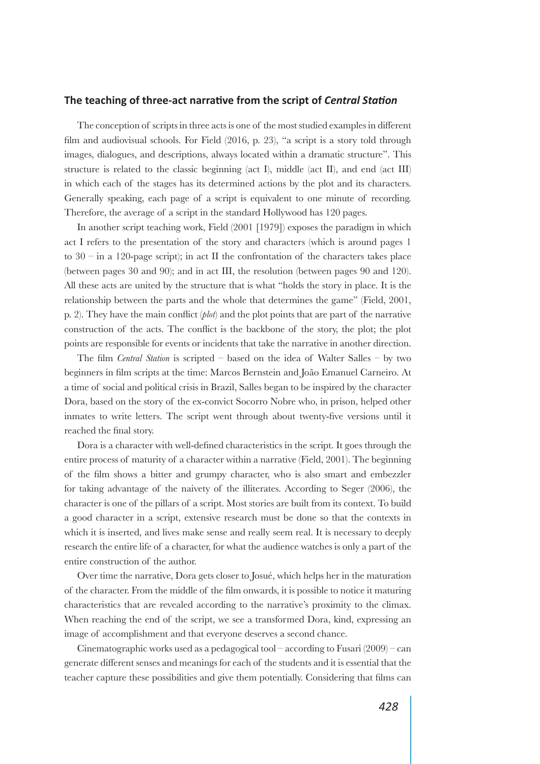### The teaching of three-act narrative from the script of *Central Station*

The conception of scripts in three acts is one of the most studied examples in different film and audiovisual schools. For Field (2016, p. 23), "a script is a story told through images, dialogues, and descriptions, always located within a dramatic structure". This structure is related to the classic beginning (act I), middle (act II), and end (act III) in which each of the stages has its determined actions by the plot and its characters. Generally speaking, each page of a script is equivalent to one minute of recording. Therefore, the average of a script in the standard Hollywood has 120 pages.

In another script teaching work, Field (2001 [1979]) exposes the paradigm in which act I refers to the presentation of the story and characters (which is around pages 1 to 30 – in a 120-page script); in act II the confrontation of the characters takes place (between pages 30 and 90); and in act III, the resolution (between pages 90 and 120). All these acts are united by the structure that is what "holds the story in place. It is the relationship between the parts and the whole that determines the game" (Field, 2001, p. 2). They have the main conflict (*plot*) and the plot points that are part of the narrative construction of the acts. The conflict is the backbone of the story, the plot; the plot points are responsible for events or incidents that take the narrative in another direction.

The film *Central Station* is scripted – based on the idea of Walter Salles – by two beginners in film scripts at the time: Marcos Bernstein and João Emanuel Carneiro. At a time of social and political crisis in Brazil, Salles began to be inspired by the character Dora, based on the story of the ex-convict Socorro Nobre who, in prison, helped other inmates to write letters. The script went through about twenty-five versions until it reached the final story.

Dora is a character with well-defined characteristics in the script. It goes through the entire process of maturity of a character within a narrative (Field, 2001). The beginning of the film shows a bitter and grumpy character, who is also smart and embezzler for taking advantage of the naivety of the illiterates. According to Seger (2006), the character is one of the pillars of a script. Most stories are built from its context. To build a good character in a script, extensive research must be done so that the contexts in which it is inserted, and lives make sense and really seem real. It is necessary to deeply research the entire life of a character, for what the audience watches is only a part of the entire construction of the author.

Over time the narrative, Dora gets closer to Josué, which helps her in the maturation of the character. From the middle of the film onwards, it is possible to notice it maturing characteristics that are revealed according to the narrative's proximity to the climax. When reaching the end of the script, we see a transformed Dora, kind, expressing an image of accomplishment and that everyone deserves a second chance.

Cinematographic works used as a pedagogical tool – according to Fusari (2009) – can generate different senses and meanings for each of the students and it is essential that the teacher capture these possibilities and give them potentially. Considering that films can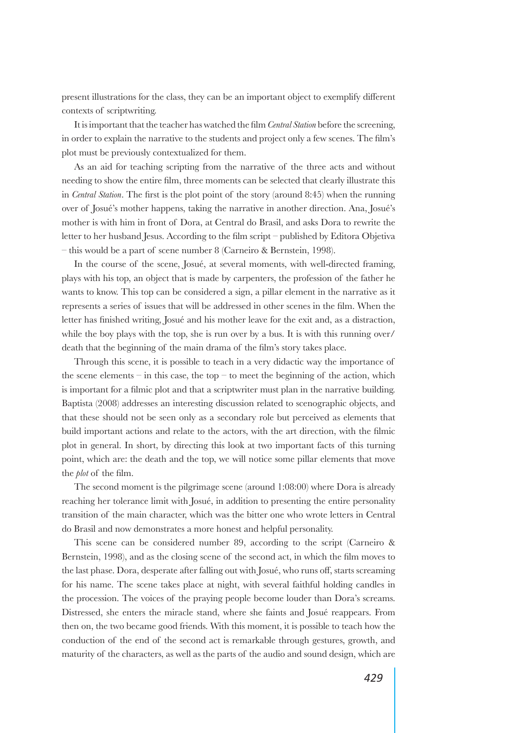present illustrations for the class, they can be an important object to exemplify different contexts of scriptwriting.

It is important that the teacher has watched the film *Central Station* before the screening, in order to explain the narrative to the students and project only a few scenes. The film's plot must be previously contextualized for them.

As an aid for teaching scripting from the narrative of the three acts and without needing to show the entire film, three moments can be selected that clearly illustrate this in *Central Station*. The first is the plot point of the story (around 8:45) when the running over of Josué's mother happens, taking the narrative in another direction. Ana, Josué's mother is with him in front of Dora, at Central do Brasil, and asks Dora to rewrite the letter to her husband Jesus. According to the film script – published by Editora Objetiva – this would be a part of scene number 8 (Carneiro & Bernstein, 1998).

In the course of the scene, Josué, at several moments, with well-directed framing, plays with his top, an object that is made by carpenters, the profession of the father he wants to know. This top can be considered a sign, a pillar element in the narrative as it represents a series of issues that will be addressed in other scenes in the film. When the letter has finished writing, Josué and his mother leave for the exit and, as a distraction, while the boy plays with the top, she is run over by a bus. It is with this running over/death that the beginning of the main drama of the film's story takes place.

Through this scene, it is possible to teach in a very didactic way the importance of the scene elements – in this case, the top – to meet the beginning of the action, which is important for a filmic plot and that a scriptwriter must plan in the narrative building. Baptista (2008) addresses an interesting discussion related to scenographic objects, and that these should not be seen only as a secondary role but perceived as elements that build important actions and relate to the actors, with the art direction, with the filmic plot in general. In short, by directing this look at two important facts of this turning point, which are: the death and the top, we will notice some pillar elements that move the *plot* of the film.

The second moment is the pilgrimage scene (around 1:08:00) where Dora is already reaching her tolerance limit with Josué, in addition to presenting the entire personality transition of the main character, which was the bitter one who wrote letters in Central do Brasil and now demonstrates a more honest and helpful personality.

This scene can be considered number 89, according to the script (Carneiro & Bernstein, 1998), and as the closing scene of the second act, in which the film moves to the last phase. Dora, desperate after falling out with Josué, who runs off, starts screaming for his name. The scene takes place at night, with several faithful holding candles in the procession. The voices of the praying people become louder than Dora's screams. Distressed, she enters the miracle stand, where she faints and Josué reappears. From then on, the two became good friends. With this moment, it is possible to teach how the conduction of the end of the second act is remarkable through gestures, growth, and maturity of the characters, as well as the parts of the audio and sound design, which are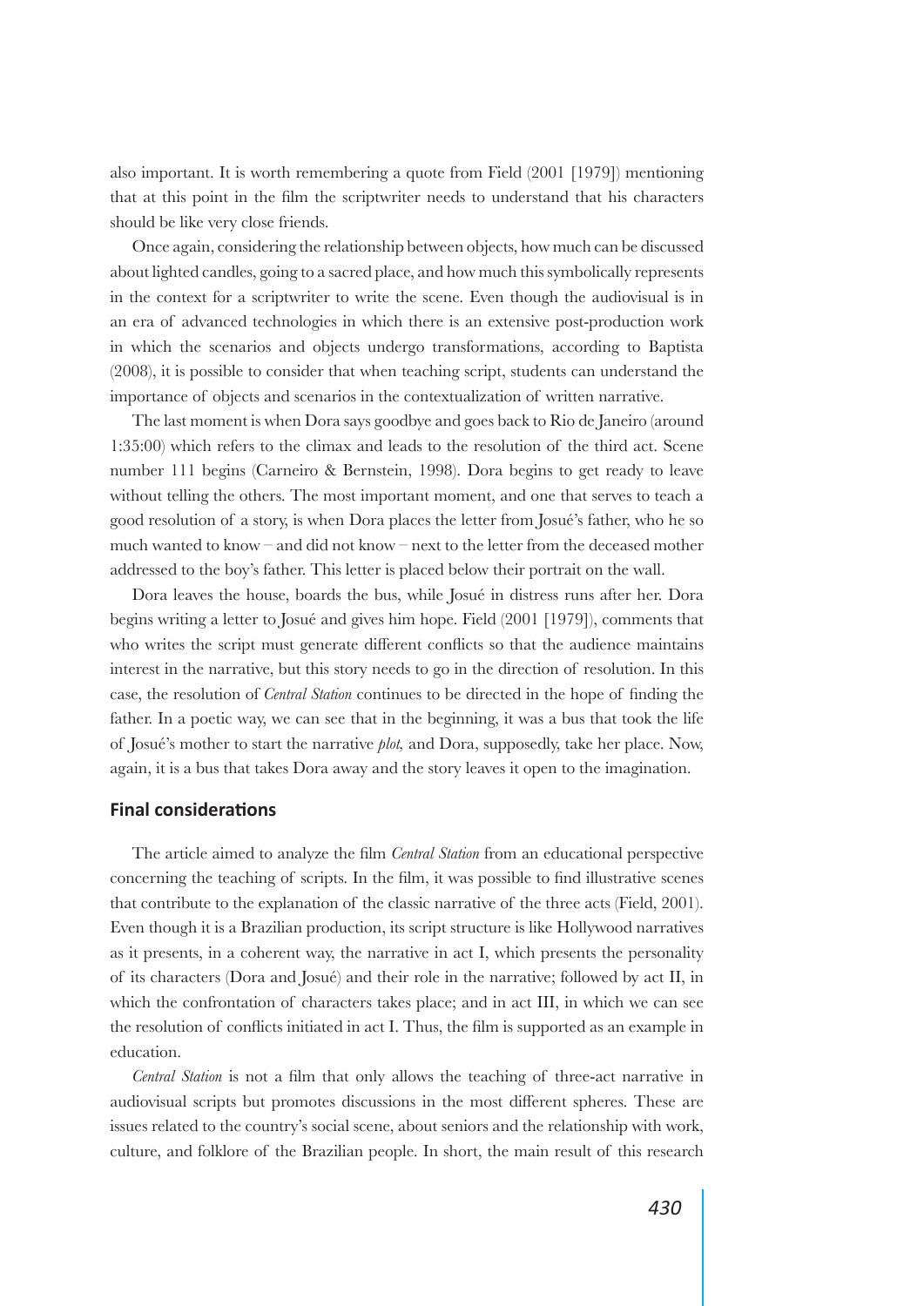also important. It is worth remembering a quote from Field (2001 [1979]) mentioning that at this point in the film the scriptwriter needs to understand that his characters should be like very close friends.

Once again, considering the relationship between objects, how much can be discussed about lighted candles, going to a sacred place, and how much this symbolically represents in the context for a scriptwriter to write the scene. Even though the audiovisual is in an era of advanced technologies in which there is an extensive post-production work in which the scenarios and objects undergo transformations, according to Baptista (2008), it is possible to consider that when teaching script, students can understand the importance of objects and scenarios in the contextualization of written narrative.

The last moment is when Dora says goodbye and goes back to Rio de Janeiro (around 1:35:00) which refers to the climax and leads to the resolution of the third act. Scene number 111 begins (Carneiro & Bernstein, 1998). Dora begins to get ready to leave without telling the others. The most important moment, and one that serves to teach a good resolution of a story, is when Dora places the letter from Josué's father, who he so much wanted to know – and did not know – next to the letter from the deceased mother addressed to the boy's father. This letter is placed below their portrait on the wall.

Dora leaves the house, boards the bus, while Josué in distress runs after her. Dora begins writing a letter to Josué and gives him hope. Field (2001 [1979]), comments that who writes the script must generate different conflicts so that the audience maintains interest in the narrative, but this story needs to go in the direction of resolution. In this case, the resolution of *Central Station* continues to be directed in the hope of finding the father. In a poetic way, we can see that in the beginning, it was a bus that took the life of Josué's mother to start the narrative *plot,* and Dora, supposedly, take her place. Now, again, it is a bus that takes Dora away and the story leaves it open to the imagination.

## Final considerations

The article aimed to analyze the film *Central Station* from an educational perspective concerning the teaching of scripts. In the film, it was possible to find illustrative scenes that contribute to the explanation of the classic narrative of the three acts (Field, 2001). Even though it is a Brazilian production, its script structure is like Hollywood narratives as it presents, in a coherent way, the narrative in act I, which presents the personality of its characters (Dora and Josué) and their role in the narrative; followed by act II, in which the confrontation of characters takes place; and in act III, in which we can see the resolution of conflicts initiated in act I. Thus, the film is supported as an example in education.

*Central Station* is not a film that only allows the teaching of three-act narrative in audiovisual scripts but promotes discussions in the most different spheres. These are issues related to the country's social scene, about seniors and the relationship with work, culture, and folklore of the Brazilian people. In short, the main result of this research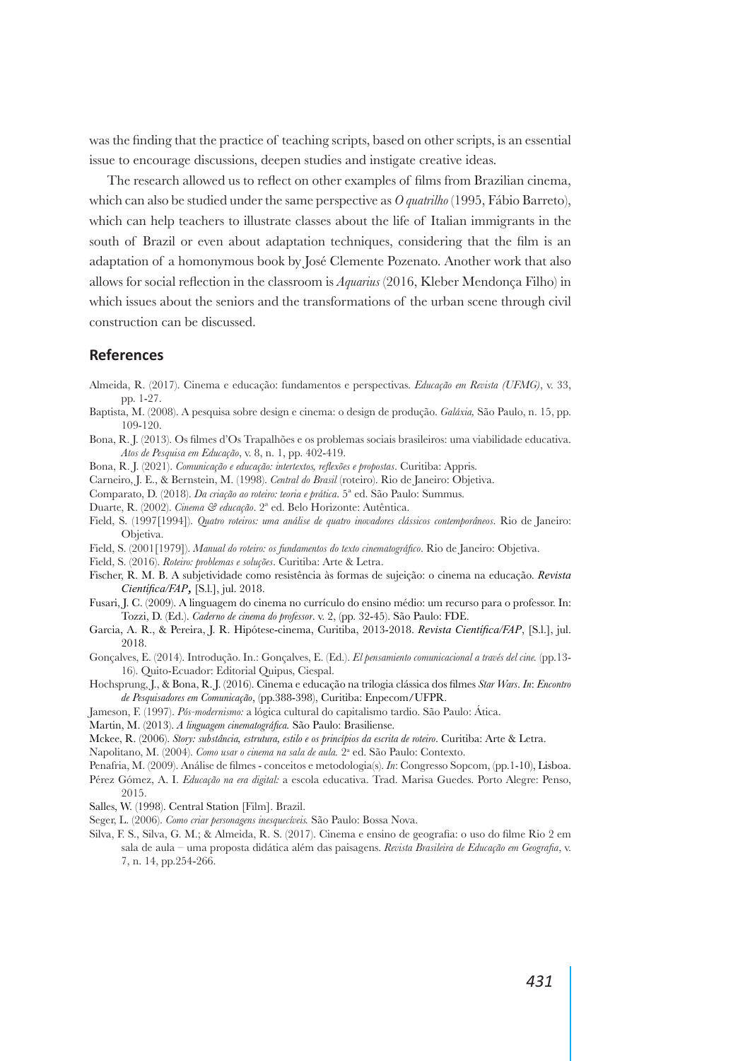was the finding that the practice of teaching scripts, based on other scripts, is an essential issue to encourage discussions, deepen studies and instigate creative ideas.

The research allowed us to reflect on other examples of films from Brazilian cinema, which can also be studied under the same perspective as *O quatrilho* (1995, Fábio Barreto), which can help teachers to illustrate classes about the life of Italian immigrants in the south of Brazil or even about adaptation techniques, considering that the film is an adaptation of a homonymous book by José Clemente Pozenato. Another work that also allows for social reflection in the classroom is *Aquarius* (2016, Kleber Mendonça Filho) in which issues about the seniors and the transformations of the urban scene through civil construction can be discussed.

## References

Almeida, R. (2017). Cinema e educação: fundamentos e perspectivas. *Educação em Revista (UFMG)*, v. 33, pp. 1-27.

Baptista, M. (2008). A pesquisa sobre design e cinema: o design de produção. *Galáxia,* São Paulo, n. 15, pp. 109-120.

Bona, R. J. (2013). Os filmes d'Os Trapalhões e os problemas sociais brasileiros: uma viabilidade educativa. *Atos de Pesquisa em Educação*, v. 8, n. 1, pp. 402-419.

Bona, R. J. (2021). *Comunicação e educação: intertextos, reflexões e propostas*. Curitiba: Appris.

Carneiro, J. E., & Bernstein, M. (1998). *Central do Brasil* (roteiro). Rio de Janeiro: Objetiva.

Comparato, D. (2018). *Da criação ao roteiro: teoria e prática*. 5ª ed. São Paulo: Summus.

Duarte, R. (2002). *Cinema & educação*. 2ª ed. Belo Horizonte: Autêntica.

Field, S. (1997[1994]). *Quatro roteiros: uma análise de quatro inovadores clássicos contemporâneos*. Rio de Janeiro: Objetiva.

Field, S. (2001[1979]). *Manual do roteiro: os fundamentos do texto cinematográfico*. Rio de Janeiro: Objetiva.

Field, S. (2016). *Roteiro: problemas e soluções*. Curitiba: Arte & Letra.

Fischer, R. M. B. A subjetividade como resistência às formas de sujeição: o cinema na educação. *Revista Científica/FAP*, [S.l.], jul. 2018.

Fusari, J. C. (2009). A linguagem do cinema no currículo do ensino médio: um recurso para o professor. In: Tozzi, D. (Ed.). *Caderno de cinema do professor*. v. 2, (pp. 32-45). São Paulo: FDE.

Garcia, A. R., & Pereira, J. R. Hipótese-cinema, Curitiba, 2013-2018. *Revista Científica/FAP*, [S.l.], jul. 2018.

Gonçalves, E. (2014). Introdução. In.: Gonçalves, E. (Ed.). *El pensamiento comunicacional a través del cine.* (pp.13-16). Quito-Ecuador: Editorial Quipus, Ciespal.

Hochsprung, J., & Bona, R. J. (2016). Cinema e educação na trilogia clássica dos filmes *Star Wars*. *In*: *Encontro de Pesquisadores em Comunicação*, (pp.388-398), Curitiba: Enpecom/UFPR.

Jameson, F. (1997). *Pós-modernismo:* a lógica cultural do capitalismo tardio. São Paulo: Ática.

Martin, M. (2013). *A linguagem cinematográfica.* São Paulo: Brasiliense.

Mckee, R. (2006). *Story: substância, estrutura, estilo e os princípios da escrita de roteiro*. Curitiba: Arte & Letra.

Napolitano, M. (2004). *Como usar o cinema na sala de aula.* 2ª ed. São Paulo: Contexto.

Penafria, M. (2009). Análise de filmes - conceitos e metodologia(s). *In*: Congresso Sopcom, (pp.1-10), Lisboa.

Pérez Gómez, A. I. *Educação na era digital:* a escola educativa. Trad. Marisa Guedes. Porto Alegre: Penso, 2015.

Salles, W. (1998). Central Station [Film]. Brazil.

Seger, L. (2006). *Como criar personagens inesquecíveis.* São Paulo: Bossa Nova.

Silva, F. S., Silva, G. M.; & Almeida, R. S. (2017). Cinema e ensino de geografia: o uso do filme Rio 2 em sala de aula – uma proposta didática além das paisagens. *Revista Brasileira de Educação em Geografia*, v. 7, n. 14, pp.254-266.